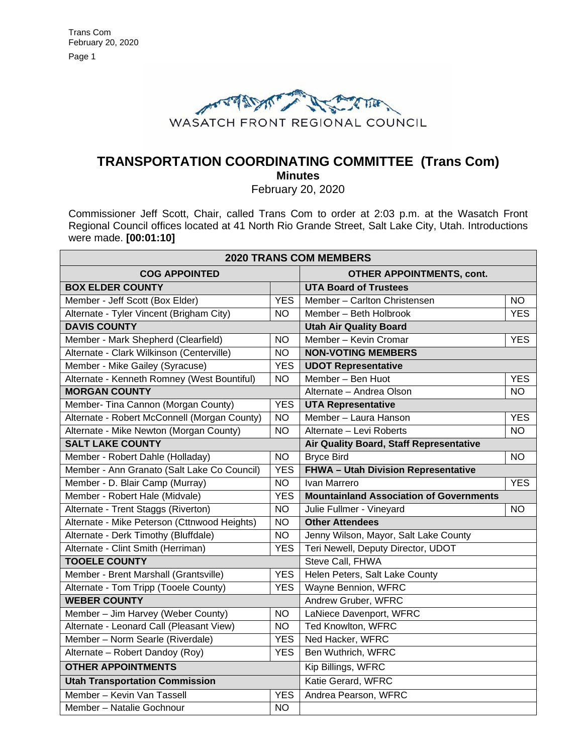WASATCH FRONT REGIONAL COUNCIL

# TRANSPORTATION COORDINATING COMMITTEE (Trans Com)

## Minutes

February 20, 2020

Commissioner Jeff Scott, Chair, called Trans Com to order at 2:03 p.m. at the Wasatch Front Regional Council offices located at 41 North Rio Grande Street, Salt Lake City, Utah. Introductions were made. **[00:01:10]**

| **2020 TRANS COM MEMBERS** | | | |
|---|---|---|---|
| **COG APPOINTED** | | **OTHER APPOINTMENTS, cont.** | |
| **BOX ELDER COUNTY** | | **UTA Board of Trustees** | |
| Member - Jeff Scott (Box Elder) | YES | Member – Carlton Christensen | NO |
| Alternate - Tyler Vincent (Brigham City) | NO | Member – Beth Holbrook | YES |
| **DAVIS COUNTY** | | **Utah Air Quality Board** | |
| Member - Mark Shepherd (Clearfield) | NO | Member – Kevin Cromar | YES |
| Alternate - Clark Wilkinson (Centerville) | NO | **NON-VOTING MEMBERS** | |
| Member - Mike Gailey (Syracuse) | YES | **UDOT Representative** | |
| Alternate - Kenneth Romney (West Bountiful) | NO | Member – Ben Huot | YES |
| **MORGAN COUNTY** | | Alternate – Andrea Olson | NO |
| Member- Tina Cannon (Morgan County) | YES | **UTA Representative** | |
| Alternate - Robert McConnell (Morgan County) | NO | Member – Laura Hanson | YES |
| Alternate - Mike Newton (Morgan County) | NO | Alternate – Levi Roberts | NO |
| **SALT LAKE COUNTY** | | **Air Quality Board, Staff Representative** | |
| Member - Robert Dahle (Holladay) | NO | Bryce Bird | NO |
| Member - Ann Granato (Salt Lake Co Council) | YES | **FHWA – Utah Division Representative** | |
| Member - D. Blair Camp (Murray) | NO | Ivan Marrero | YES |
| Member - Robert Hale (Midvale) | YES | **Mountainland Association of Governments** | |
| Alternate - Trent Staggs (Riverton) | NO | Julie Fullmer - Vineyard | NO |
| Alternate - Mike Peterson (Cttnwood Heights) | NO | **Other Attendees** | |
| Alternate - Derk Timothy (Bluffdale) | NO | Jenny Wilson, Mayor, Salt Lake County | |
| Alternate - Clint Smith (Herriman) | YES | Teri Newell, Deputy Director, UDOT | |
| **TOOELE COUNTY** | | Steve Call, FHWA | |
| Member - Brent Marshall (Grantsville) | YES | Helen Peters, Salt Lake County | |
| Alternate - Tom Tripp (Tooele County) | YES | Wayne Bennion, WFRC | |
| **WEBER COUNTY** | | Andrew Gruber, WFRC | |
| Member – Jim Harvey (Weber County) | NO | LaNiece Davenport, WFRC | |
| Alternate - Leonard Call (Pleasant View) | NO | Ted Knowlton, WFRC | |
| Member – Norm Searle (Riverdale) | YES | Ned Hacker, WFRC | |
| Alternate – Robert Dandoy (Roy) | YES | Ben Wuthrich, WFRC | |
| **OTHER APPOINTMENTS** | | Kip Billings, WFRC | |
| **Utah Transportation Commission** | | Katie Gerard, WFRC | |
| Member – Kevin Van Tassell | YES | Andrea Pearson, WFRC | |
| Member – Natalie Gochnour | NO | | |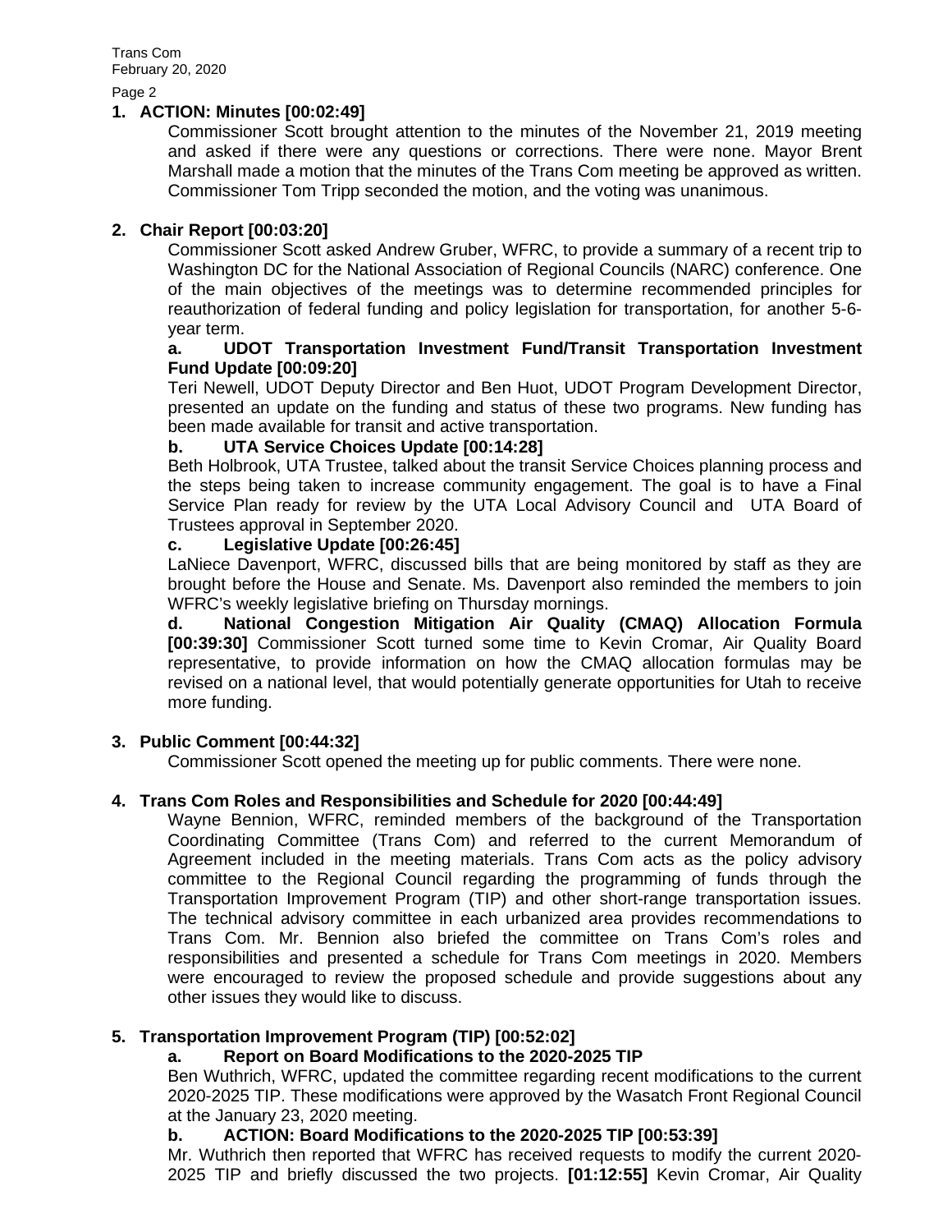**1. ACTION: Minutes [00:02:49]**

Commissioner Scott brought attention to the minutes of the November 21, 2019 meeting and asked if there were any questions or corrections. There were none. Mayor Brent Marshall made a motion that the minutes of the Trans Com meeting be approved as written. Commissioner Tom Tripp seconded the motion, and the voting was unanimous.

**2. Chair Report [00:03:20]**

Commissioner Scott asked Andrew Gruber, WFRC, to provide a summary of a recent trip to Washington DC for the National Association of Regional Councils (NARC) conference. One of the main objectives of the meetings was to determine recommended principles for reauthorization of federal funding and policy legislation for transportation, for another 5-6-year term.

**a. UDOT Transportation Investment Fund/Transit Transportation Investment Fund Update [00:09:20]**

Teri Newell, UDOT Deputy Director and Ben Huot, UDOT Program Development Director, presented an update on the funding and status of these two programs. New funding has been made available for transit and active transportation.

**b. UTA Service Choices Update [00:14:28]**

Beth Holbrook, UTA Trustee, talked about the transit Service Choices planning process and the steps being taken to increase community engagement. The goal is to have a Final Service Plan ready for review by the UTA Local Advisory Council and UTA Board of Trustees approval in September 2020.

**c. Legislative Update [00:26:45]**

LaNiece Davenport, WFRC, discussed bills that are being monitored by staff as they are brought before the House and Senate. Ms. Davenport also reminded the members to join WFRC's weekly legislative briefing on Thursday mornings.

**d. National Congestion Mitigation Air Quality (CMAQ) Allocation Formula [00:39:30]** Commissioner Scott turned some time to Kevin Cromar, Air Quality Board representative, to provide information on how the CMAQ allocation formulas may be revised on a national level, that would potentially generate opportunities for Utah to receive more funding.

**3. Public Comment [00:44:32]**

Commissioner Scott opened the meeting up for public comments. There were none.

**4. Trans Com Roles and Responsibilities and Schedule for 2020 [00:44:49]**

Wayne Bennion, WFRC, reminded members of the background of the Transportation Coordinating Committee (Trans Com) and referred to the current Memorandum of Agreement included in the meeting materials. Trans Com acts as the policy advisory committee to the Regional Council regarding the programming of funds through the Transportation Improvement Program (TIP) and other short-range transportation issues. The technical advisory committee in each urbanized area provides recommendations to Trans Com. Mr. Bennion also briefed the committee on Trans Com's roles and responsibilities and presented a schedule for Trans Com meetings in 2020. Members were encouraged to review the proposed schedule and provide suggestions about any other issues they would like to discuss.

**5. Transportation Improvement Program (TIP) [00:52:02]**

**a. Report on Board Modifications to the 2020-2025 TIP**

Ben Wuthrich, WFRC, updated the committee regarding recent modifications to the current 2020-2025 TIP. These modifications were approved by the Wasatch Front Regional Council at the January 23, 2020 meeting.

**b. ACTION: Board Modifications to the 2020-2025 TIP [00:53:39]**

Mr. Wuthrich then reported that WFRC has received requests to modify the current 2020-2025 TIP and briefly discussed the two projects. **[01:12:55]** Kevin Cromar, Air Quality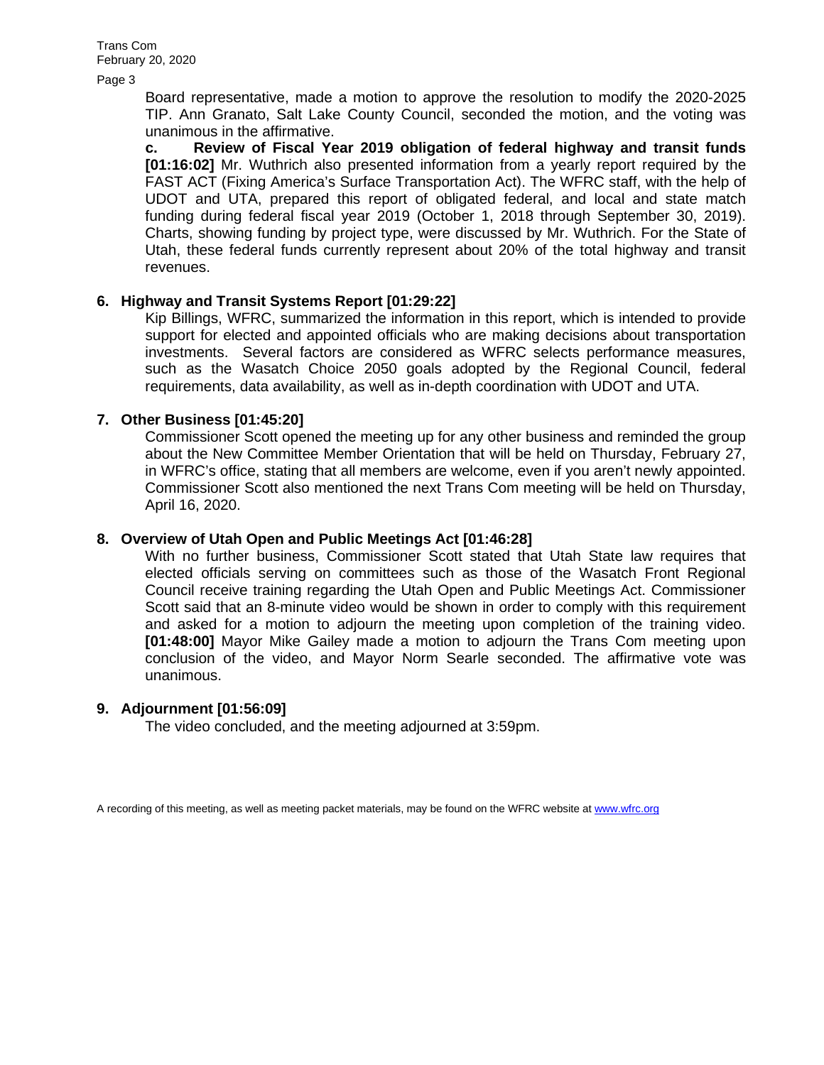Board representative, made a motion to approve the resolution to modify the 2020-2025 TIP. Ann Granato, Salt Lake County Council, seconded the motion, and the voting was unanimous in the affirmative.

**c. Review of Fiscal Year 2019 obligation of federal highway and transit funds [01:16:02]** Mr. Wuthrich also presented information from a yearly report required by the FAST ACT (Fixing America's Surface Transportation Act). The WFRC staff, with the help of UDOT and UTA, prepared this report of obligated federal, and local and state match funding during federal fiscal year 2019 (October 1, 2018 through September 30, 2019). Charts, showing funding by project type, were discussed by Mr. Wuthrich. For the State of Utah, these federal funds currently represent about 20% of the total highway and transit revenues.

**6. Highway and Transit Systems Report [01:29:22]**

Kip Billings, WFRC, summarized the information in this report, which is intended to provide support for elected and appointed officials who are making decisions about transportation investments. Several factors are considered as WFRC selects performance measures, such as the Wasatch Choice 2050 goals adopted by the Regional Council, federal requirements, data availability, as well as in-depth coordination with UDOT and UTA.

**7. Other Business [01:45:20]**

Commissioner Scott opened the meeting up for any other business and reminded the group about the New Committee Member Orientation that will be held on Thursday, February 27, in WFRC's office, stating that all members are welcome, even if you aren't newly appointed. Commissioner Scott also mentioned the next Trans Com meeting will be held on Thursday, April 16, 2020.

**8. Overview of Utah Open and Public Meetings Act [01:46:28]**

With no further business, Commissioner Scott stated that Utah State law requires that elected officials serving on committees such as those of the Wasatch Front Regional Council receive training regarding the Utah Open and Public Meetings Act. Commissioner Scott said that an 8-minute video would be shown in order to comply with this requirement and asked for a motion to adjourn the meeting upon completion of the training video. **[01:48:00]** Mayor Mike Gailey made a motion to adjourn the Trans Com meeting upon conclusion of the video, and Mayor Norm Searle seconded. The affirmative vote was unanimous.

**9. Adjournment [01:56:09]**

The video concluded, and the meeting adjourned at 3:59pm.

A recording of this meeting, as well as meeting packet materials, may be found on the WFRC website at www.wfrc.org